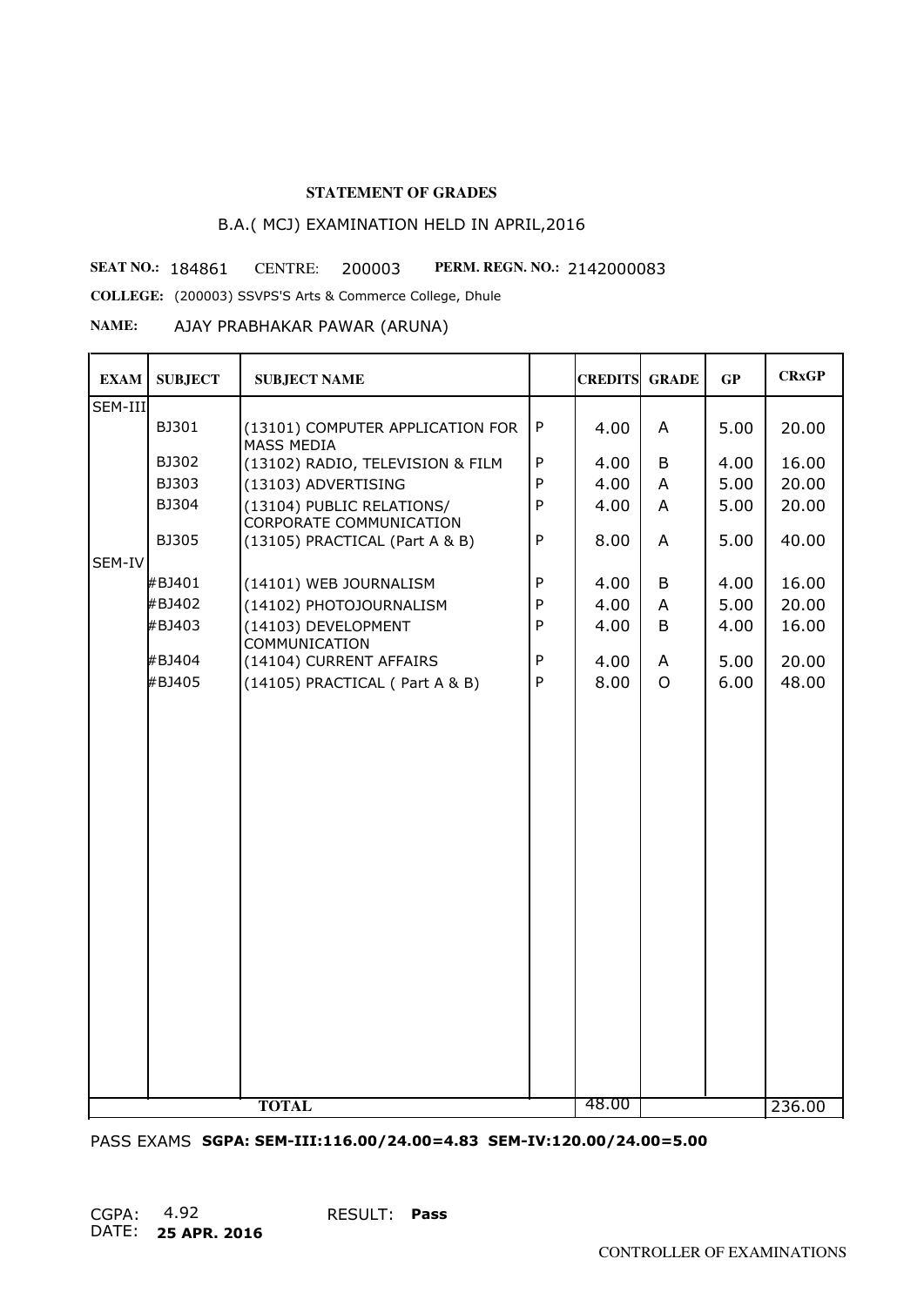**STATEMENT OF GRADES**

B.A.( MCJ) EXAMINATION HELD IN APRIL,2016

**SEAT NO.:** 184861 CENTRE: 200003 **PERM. REGN. NO.:** 2142000083

**COLLEGE:** (200003) SSVPS'S Arts & Commerce College, Dhule

**NAME:** AJAY PRABHAKAR PAWAR (ARUNA)

| EXAM | SUBJECT | SUBJECT NAME | | CREDITS | GRADE | GP | CRxGP |
|---|---|---|---|---|---|---|---|
| SEM-III | | | | | | | |
| | BJ301 | (13101) COMPUTER APPLICATION FOR MASS MEDIA | P | 4.00 | A | 5.00 | 20.00 |
| | BJ302 | (13102) RADIO, TELEVISION & FILM | P | 4.00 | B | 4.00 | 16.00 |
| | BJ303 | (13103) ADVERTISING | P | 4.00 | A | 5.00 | 20.00 |
| | BJ304 | (13104) PUBLIC RELATIONS/ CORPORATE COMMUNICATION | P | 4.00 | A | 5.00 | 20.00 |
| | BJ305 | (13105) PRACTICAL (Part A & B) | P | 8.00 | A | 5.00 | 40.00 |
| SEM-IV | | | | | | | |
| | #BJ401 | (14101) WEB JOURNALISM | P | 4.00 | B | 4.00 | 16.00 |
| | #BJ402 | (14102) PHOTOJOURNALISM | P | 4.00 | A | 5.00 | 20.00 |
| | #BJ403 | (14103) DEVELOPMENT COMMUNICATION | P | 4.00 | B | 4.00 | 16.00 |
| | #BJ404 | (14104) CURRENT AFFAIRS | P | 4.00 | A | 5.00 | 20.00 |
| | #BJ405 | (14105) PRACTICAL ( Part A & B) | P | 8.00 | O | 6.00 | 48.00 |
| | | **TOTAL** | | 48.00 | | | 236.00 |

PASS EXAMS **SGPA: SEM-III:116.00/24.00=4.83 SEM-IV:120.00/24.00=5.00**

CGPA: 4.92 RESULT: **Pass**

DATE: **25 APR. 2016**

CONTROLLER OF EXAMINATIONS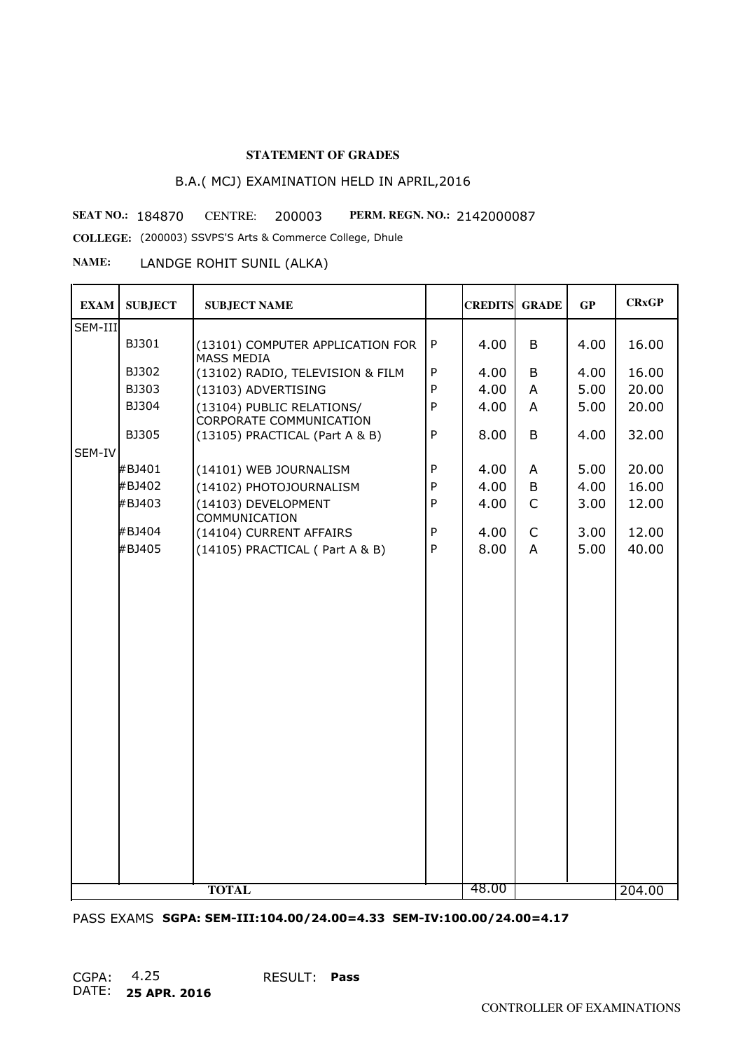**STATEMENT OF GRADES**

B.A.( MCJ) EXAMINATION HELD IN APRIL,2016

**SEAT NO.:** 184870 CENTRE: 200003 **PERM. REGN. NO.:** 2142000087

**COLLEGE:** (200003) SSVPS'S Arts & Commerce College, Dhule

**NAME:** LANDGE ROHIT SUNIL (ALKA)

| EXAM | SUBJECT | SUBJECT NAME | | CREDITS | GRADE | GP | CRxGP |
|---|---|---|---|---|---|---|---|
| SEM-III | | | | | | | |
| | BJ301 | (13101) COMPUTER APPLICATION FOR MASS MEDIA | P | 4.00 | B | 4.00 | 16.00 |
| | BJ302 | (13102) RADIO, TELEVISION & FILM | P | 4.00 | B | 4.00 | 16.00 |
| | BJ303 | (13103) ADVERTISING | P | 4.00 | A | 5.00 | 20.00 |
| | BJ304 | (13104) PUBLIC RELATIONS/ CORPORATE COMMUNICATION | P | 4.00 | A | 5.00 | 20.00 |
| | BJ305 | (13105) PRACTICAL (Part A & B) | P | 8.00 | B | 4.00 | 32.00 |
| SEM-IV | | | | | | | |
| | #BJ401 | (14101) WEB JOURNALISM | P | 4.00 | A | 5.00 | 20.00 |
| | #BJ402 | (14102) PHOTOJOURNALISM | P | 4.00 | B | 4.00 | 16.00 |
| | #BJ403 | (14103) DEVELOPMENT COMMUNICATION | P | 4.00 | C | 3.00 | 12.00 |
| | #BJ404 | (14104) CURRENT AFFAIRS | P | 4.00 | C | 3.00 | 12.00 |
| | #BJ405 | (14105) PRACTICAL ( Part A & B) | P | 8.00 | A | 5.00 | 40.00 |
| | | **TOTAL** | | 48.00 | | | 204.00 |

PASS EXAMS **SGPA: SEM-III:104.00/24.00=4.33 SEM-IV:100.00/24.00=4.17**

CGPA: 4.25 RESULT: **Pass**

DATE: **25 APR. 2016**

CONTROLLER OF EXAMINATIONS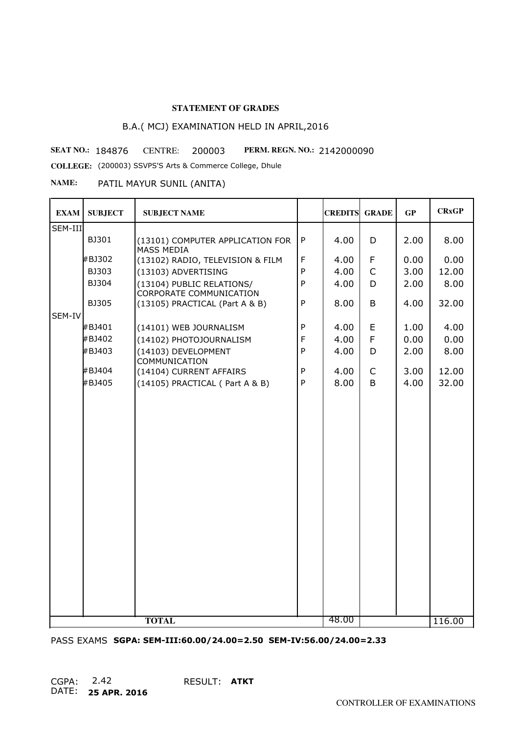**STATEMENT OF GRADES**

B.A.( MCJ) EXAMINATION HELD IN APRIL,2016

**SEAT NO.:** 184876 CENTRE: 200003 **PERM. REGN. NO.:** 2142000090

**COLLEGE:** (200003) SSVPS'S Arts & Commerce College, Dhule

**NAME:** PATIL MAYUR SUNIL (ANITA)

| EXAM | SUBJECT | SUBJECT NAME | | CREDITS | GRADE | GP | CRxGP |
|---|---|---|---|---|---|---|---|
| SEM-III | | | | | | | |
| | BJ301 | (13101) COMPUTER APPLICATION FOR MASS MEDIA | P | 4.00 | D | 2.00 | 8.00 |
| | #BJ302 | (13102) RADIO, TELEVISION & FILM | F | 4.00 | F | 0.00 | 0.00 |
| | BJ303 | (13103) ADVERTISING | P | 4.00 | C | 3.00 | 12.00 |
| | BJ304 | (13104) PUBLIC RELATIONS/ CORPORATE COMMUNICATION | P | 4.00 | D | 2.00 | 8.00 |
| | BJ305 | (13105) PRACTICAL (Part A & B) | P | 8.00 | B | 4.00 | 32.00 |
| SEM-IV | | | | | | | |
| | #BJ401 | (14101) WEB JOURNALISM | P | 4.00 | E | 1.00 | 4.00 |
| | #BJ402 | (14102) PHOTOJOURNALISM | F | 4.00 | F | 0.00 | 0.00 |
| | #BJ403 | (14103) DEVELOPMENT COMMUNICATION | P | 4.00 | D | 2.00 | 8.00 |
| | #BJ404 | (14104) CURRENT AFFAIRS | P | 4.00 | C | 3.00 | 12.00 |
| | #BJ405 | (14105) PRACTICAL ( Part A & B) | P | 8.00 | B | 4.00 | 32.00 |
| | | **TOTAL** | | 48.00 | | | 116.00 |

PASS EXAMS **SGPA: SEM-III:60.00/24.00=2.50 SEM-IV:56.00/24.00=2.33**

CGPA: 2.42 RESULT: **ATKT**

DATE: **25 APR. 2016**

CONTROLLER OF EXAMINATIONS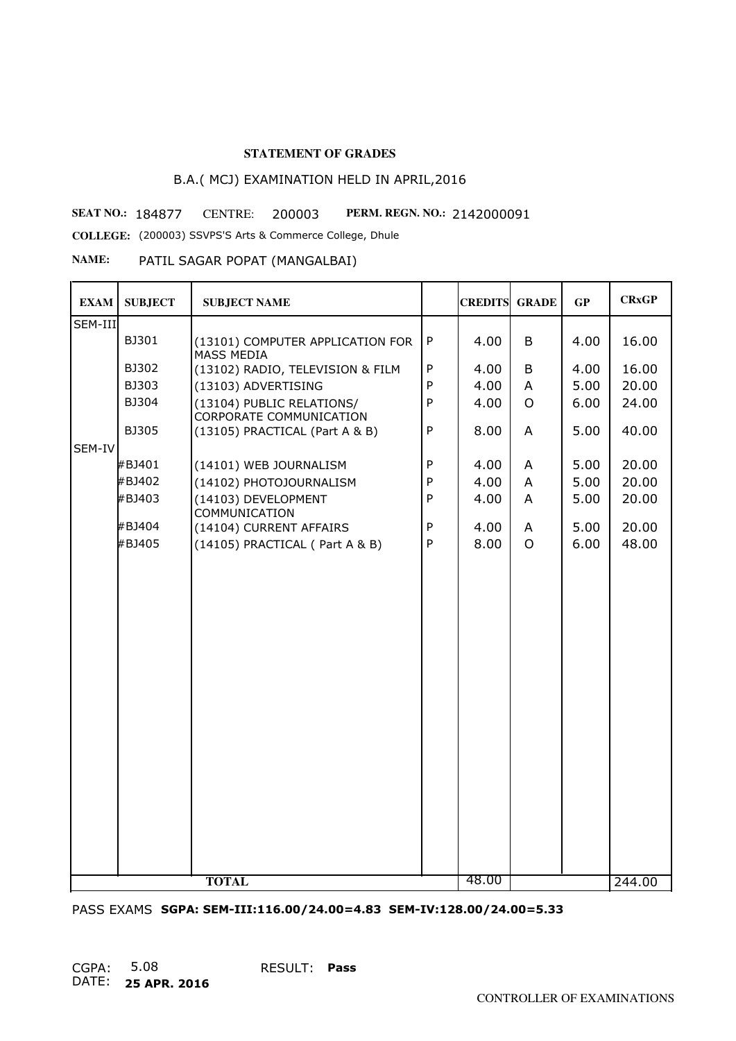**STATEMENT OF GRADES**

B.A.( MCJ) EXAMINATION HELD IN APRIL,2016

**SEAT NO.:** 184877 CENTRE: 200003 **PERM. REGN. NO.:** 2142000091

**COLLEGE:** (200003) SSVPS'S Arts & Commerce College, Dhule

**NAME:** PATIL SAGAR POPAT (MANGALBAI)

| EXAM | SUBJECT | SUBJECT NAME | | CREDITS | GRADE | GP | CRxGP |
|---|---|---|---|---|---|---|---|
| SEM-III | | | | | | | |
| | BJ301 | (13101) COMPUTER APPLICATION FOR MASS MEDIA | P | 4.00 | B | 4.00 | 16.00 |
| | BJ302 | (13102) RADIO, TELEVISION & FILM | P | 4.00 | B | 4.00 | 16.00 |
| | BJ303 | (13103) ADVERTISING | P | 4.00 | A | 5.00 | 20.00 |
| | BJ304 | (13104) PUBLIC RELATIONS/ CORPORATE COMMUNICATION | P | 4.00 | O | 6.00 | 24.00 |
| | BJ305 | (13105) PRACTICAL (Part A & B) | P | 8.00 | A | 5.00 | 40.00 |
| SEM-IV | | | | | | | |
| | #BJ401 | (14101) WEB JOURNALISM | P | 4.00 | A | 5.00 | 20.00 |
| | #BJ402 | (14102) PHOTOJOURNALISM | P | 4.00 | A | 5.00 | 20.00 |
| | #BJ403 | (14103) DEVELOPMENT COMMUNICATION | P | 4.00 | A | 5.00 | 20.00 |
| | #BJ404 | (14104) CURRENT AFFAIRS | P | 4.00 | A | 5.00 | 20.00 |
| | #BJ405 | (14105) PRACTICAL ( Part A & B) | P | 8.00 | O | 6.00 | 48.00 |
| | | **TOTAL** | | 48.00 | | | 244.00 |

PASS EXAMS **SGPA: SEM-III:116.00/24.00=4.83 SEM-IV:128.00/24.00=5.33**

CGPA: 5.08 RESULT: **Pass**

DATE: **25 APR. 2016**

CONTROLLER OF EXAMINATIONS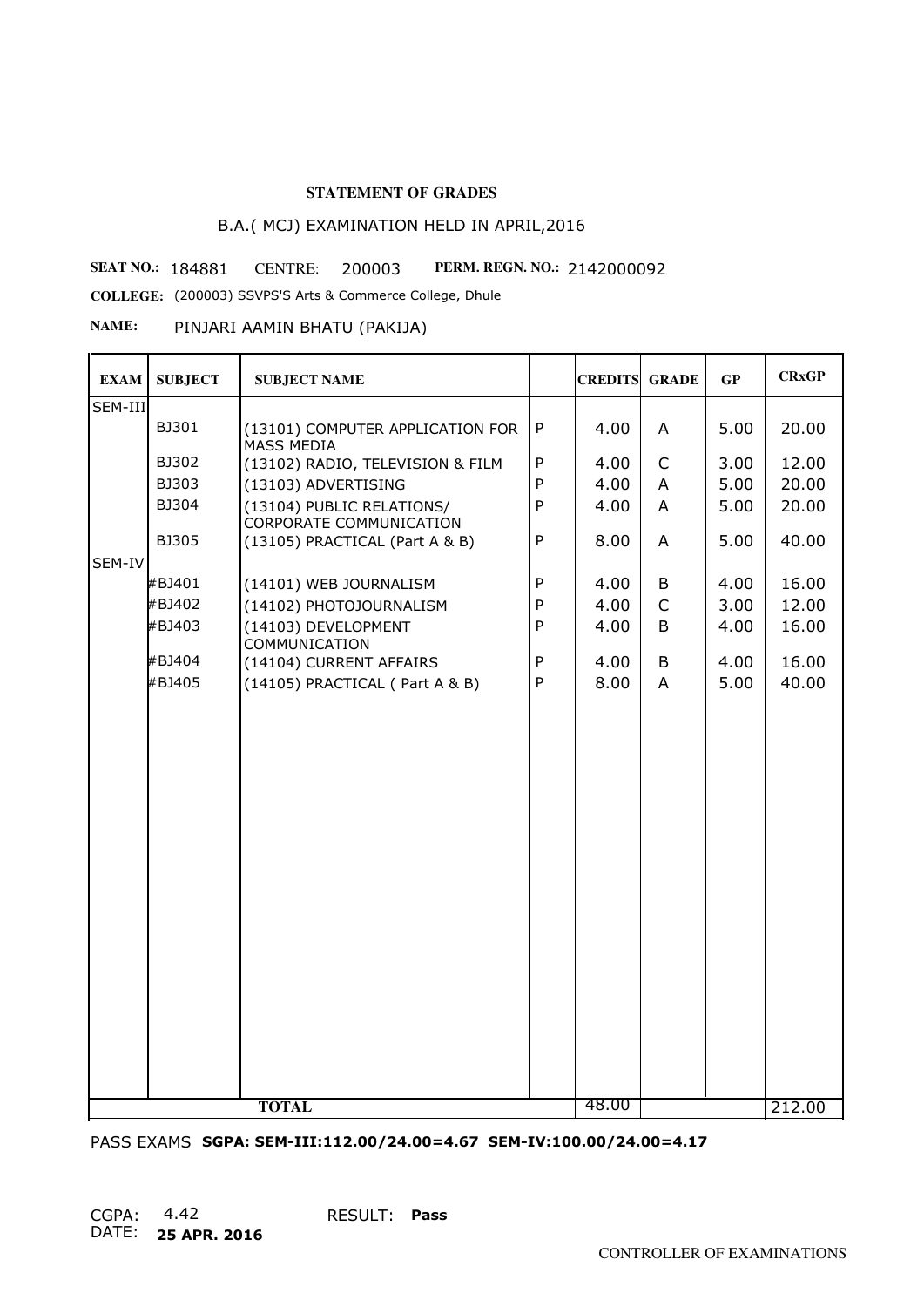**STATEMENT OF GRADES**

B.A.( MCJ) EXAMINATION HELD IN APRIL,2016

**SEAT NO.:** 184881 CENTRE: 200003 **PERM. REGN. NO.:** 2142000092

**COLLEGE:** (200003) SSVPS'S Arts & Commerce College, Dhule

**NAME:** PINJARI AAMIN BHATU (PAKIJA)

| EXAM | SUBJECT | SUBJECT NAME | | CREDITS | GRADE | GP | CRxGP |
|---|---|---|---|---|---|---|---|
| SEM-III | | | | | | | |
| | BJ301 | (13101) COMPUTER APPLICATION FOR MASS MEDIA | P | 4.00 | A | 5.00 | 20.00 |
| | BJ302 | (13102) RADIO, TELEVISION & FILM | P | 4.00 | C | 3.00 | 12.00 |
| | BJ303 | (13103) ADVERTISING | P | 4.00 | A | 5.00 | 20.00 |
| | BJ304 | (13104) PUBLIC RELATIONS/ CORPORATE COMMUNICATION | P | 4.00 | A | 5.00 | 20.00 |
| | BJ305 | (13105) PRACTICAL (Part A & B) | P | 8.00 | A | 5.00 | 40.00 |
| SEM-IV | | | | | | | |
| | #BJ401 | (14101) WEB JOURNALISM | P | 4.00 | B | 4.00 | 16.00 |
| | #BJ402 | (14102) PHOTOJOURNALISM | P | 4.00 | C | 3.00 | 12.00 |
| | #BJ403 | (14103) DEVELOPMENT COMMUNICATION | P | 4.00 | B | 4.00 | 16.00 |
| | #BJ404 | (14104) CURRENT AFFAIRS | P | 4.00 | B | 4.00 | 16.00 |
| | #BJ405 | (14105) PRACTICAL ( Part A & B) | P | 8.00 | A | 5.00 | 40.00 |
| | | **TOTAL** | | 48.00 | | | 212.00 |

PASS EXAMS **SGPA: SEM-III:112.00/24.00=4.67 SEM-IV:100.00/24.00=4.17**

CGPA: 4.42 RESULT: **Pass**

DATE: **25 APR. 2016**

CONTROLLER OF EXAMINATIONS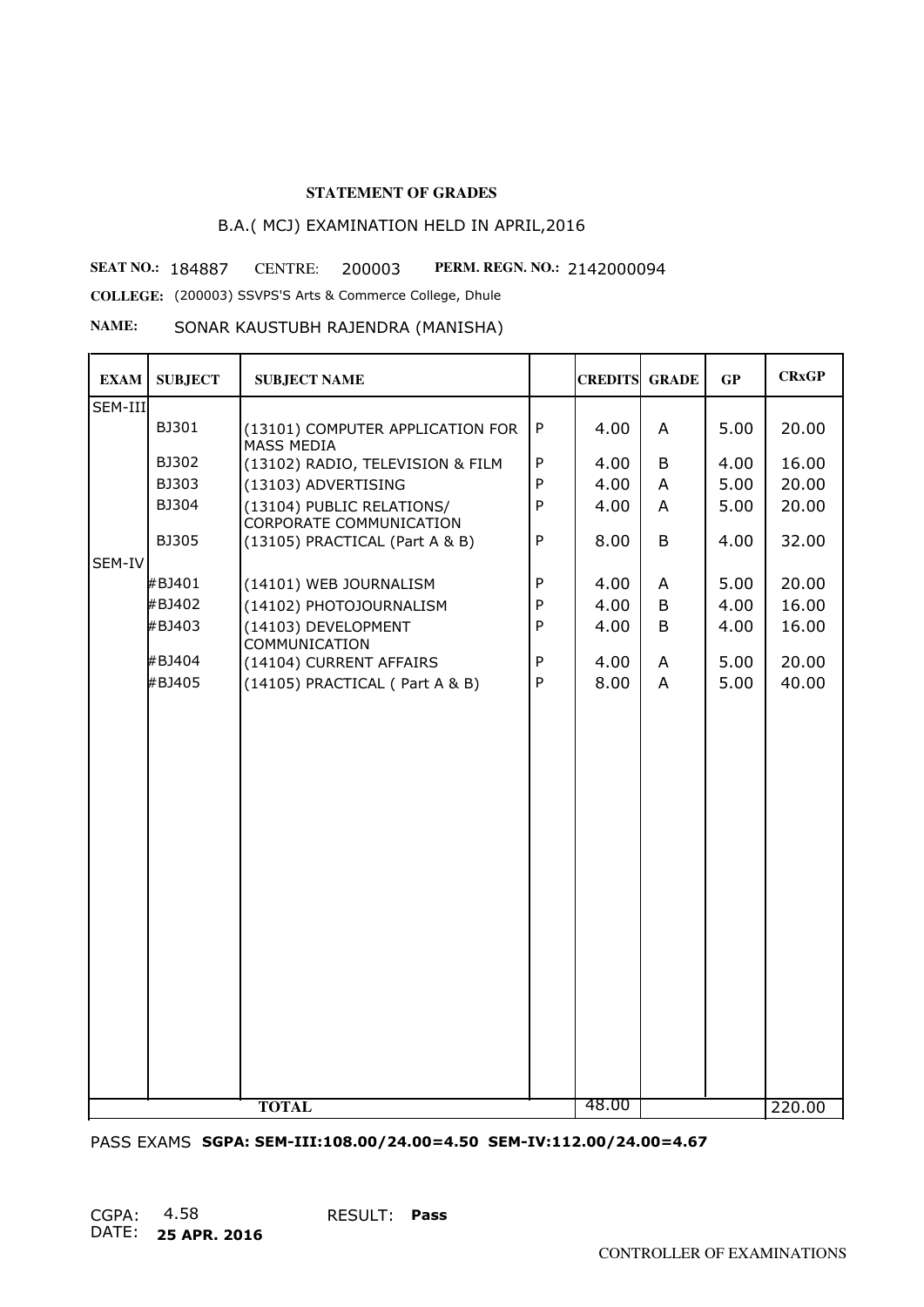**STATEMENT OF GRADES**

B.A.( MCJ) EXAMINATION HELD IN APRIL,2016

**SEAT NO.:** 184887 CENTRE: 200003 **PERM. REGN. NO.:** 2142000094

**COLLEGE:** (200003) SSVPS'S Arts & Commerce College, Dhule

**NAME:** SONAR KAUSTUBH RAJENDRA (MANISHA)

| EXAM | SUBJECT | SUBJECT NAME | | CREDITS | GRADE | GP | CRxGP |
|---|---|---|---|---|---|---|---|
| SEM-III | | | | | | | |
| | BJ301 | (13101) COMPUTER APPLICATION FOR MASS MEDIA | P | 4.00 | A | 5.00 | 20.00 |
| | BJ302 | (13102) RADIO, TELEVISION & FILM | P | 4.00 | B | 4.00 | 16.00 |
| | BJ303 | (13103) ADVERTISING | P | 4.00 | A | 5.00 | 20.00 |
| | BJ304 | (13104) PUBLIC RELATIONS/ CORPORATE COMMUNICATION | P | 4.00 | A | 5.00 | 20.00 |
| | BJ305 | (13105) PRACTICAL (Part A & B) | P | 8.00 | B | 4.00 | 32.00 |
| SEM-IV | | | | | | | |
| | #BJ401 | (14101) WEB JOURNALISM | P | 4.00 | A | 5.00 | 20.00 |
| | #BJ402 | (14102) PHOTOJOURNALISM | P | 4.00 | B | 4.00 | 16.00 |
| | #BJ403 | (14103) DEVELOPMENT COMMUNICATION | P | 4.00 | B | 4.00 | 16.00 |
| | #BJ404 | (14104) CURRENT AFFAIRS | P | 4.00 | A | 5.00 | 20.00 |
| | #BJ405 | (14105) PRACTICAL ( Part A & B) | P | 8.00 | A | 5.00 | 40.00 |
| | | **TOTAL** | | 48.00 | | | 220.00 |

PASS EXAMS **SGPA: SEM-III:108.00/24.00=4.50 SEM-IV:112.00/24.00=4.67**

CGPA: 4.58 RESULT: **Pass**

DATE: **25 APR. 2016**

CONTROLLER OF EXAMINATIONS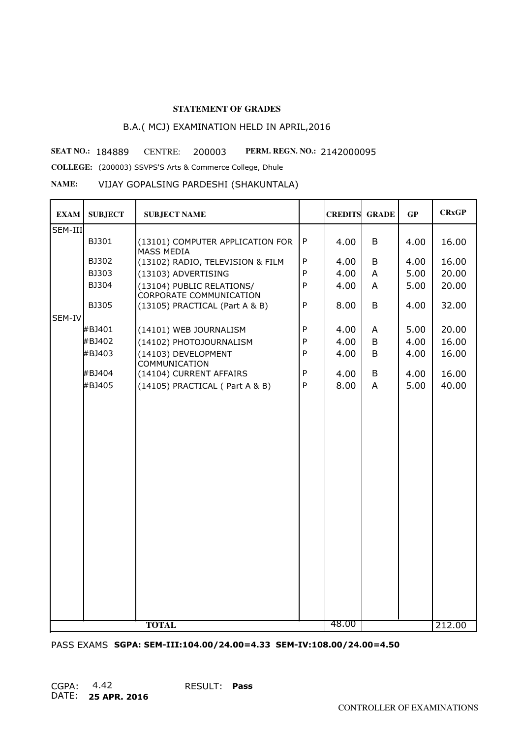**STATEMENT OF GRADES**

B.A.( MCJ) EXAMINATION HELD IN APRIL,2016

**SEAT NO.:** 184889 CENTRE: 200003 **PERM. REGN. NO.:** 2142000095

**COLLEGE:** (200003) SSVPS'S Arts & Commerce College, Dhule

**NAME:** VIJAY GOPALSING PARDESHI (SHAKUNTALA)

| EXAM | SUBJECT | SUBJECT NAME | | CREDITS | GRADE | GP | CRxGP |
|---|---|---|---|---|---|---|---|
| SEM-III | | | | | | | |
| | BJ301 | (13101) COMPUTER APPLICATION FOR MASS MEDIA | P | 4.00 | B | 4.00 | 16.00 |
| | BJ302 | (13102) RADIO, TELEVISION & FILM | P | 4.00 | B | 4.00 | 16.00 |
| | BJ303 | (13103) ADVERTISING | P | 4.00 | A | 5.00 | 20.00 |
| | BJ304 | (13104) PUBLIC RELATIONS/ CORPORATE COMMUNICATION | P | 4.00 | A | 5.00 | 20.00 |
| | BJ305 | (13105) PRACTICAL (Part A & B) | P | 8.00 | B | 4.00 | 32.00 |
| SEM-IV | | | | | | | |
| | #BJ401 | (14101) WEB JOURNALISM | P | 4.00 | A | 5.00 | 20.00 |
| | #BJ402 | (14102) PHOTOJOURNALISM | P | 4.00 | B | 4.00 | 16.00 |
| | #BJ403 | (14103) DEVELOPMENT COMMUNICATION | P | 4.00 | B | 4.00 | 16.00 |
| | #BJ404 | (14104) CURRENT AFFAIRS | P | 4.00 | B | 4.00 | 16.00 |
| | #BJ405 | (14105) PRACTICAL ( Part A & B) | P | 8.00 | A | 5.00 | 40.00 |
| | | **TOTAL** | | 48.00 | | | 212.00 |

PASS EXAMS **SGPA: SEM-III:104.00/24.00=4.33 SEM-IV:108.00/24.00=4.50**

CGPA: 4.42 RESULT: **Pass**

DATE: **25 APR. 2016**

CONTROLLER OF EXAMINATIONS